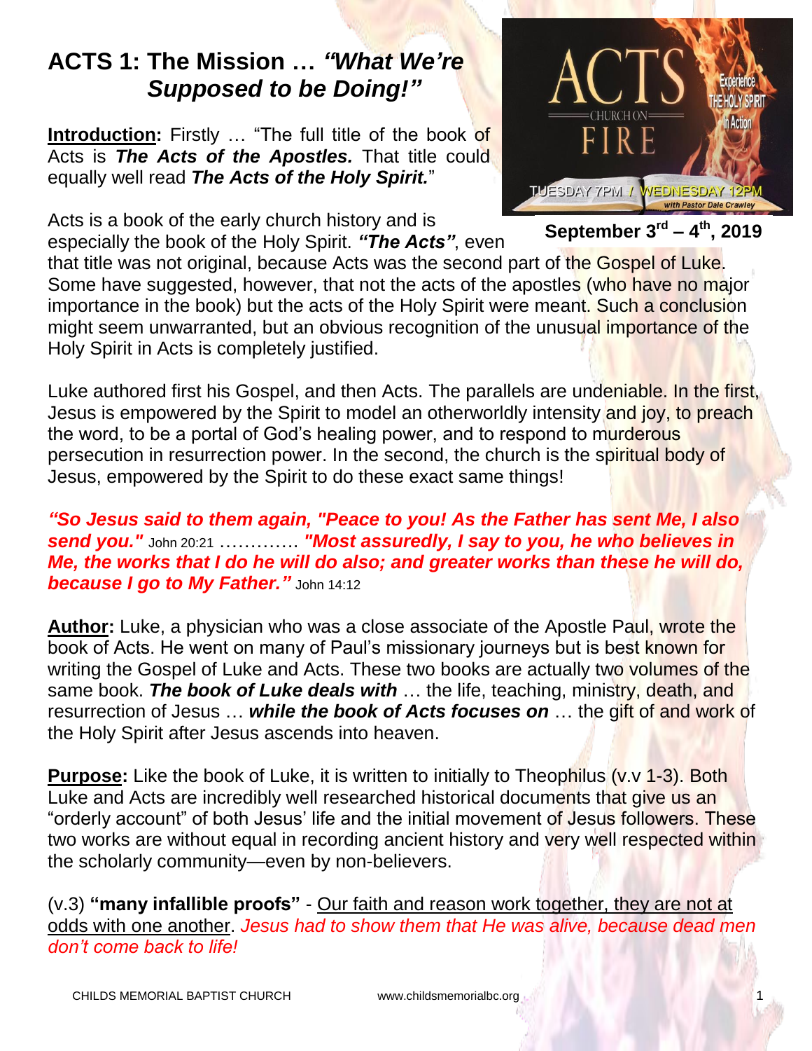# ACTS 1: The Mission … *"What We're Supposed to be Doing!"*

**September 3rd – 4th, 2019**

**Introduction:** Firstly … "The full title of the book of Acts is ***The Acts of the Apostles.*** That title could equally well read ***The Acts of the Holy Spirit.***"

Acts is a book of the early church history and is especially the book of the Holy Spirit. ***"The Acts"***, even that title was not original, because Acts was the second part of the Gospel of Luke. Some have suggested, however, that not the acts of the apostles (who have no major importance in the book) but the acts of the Holy Spirit were meant. Such a conclusion might seem unwarranted, but an obvious recognition of the unusual importance of the Holy Spirit in Acts is completely justified.

Luke authored first his Gospel, and then Acts. The parallels are undeniable. In the first, Jesus is empowered by the Spirit to model an otherworldly intensity and joy, to preach the word, to be a portal of God's healing power, and to respond to murderous persecution in resurrection power. In the second, the church is the spiritual body of Jesus, empowered by the Spirit to do these exact same things!

***"So Jesus said to them again, "Peace to you! As the Father has sent Me, I also send you."*** John 20:21 …………. ***"Most assuredly, I say to you, he who believes in Me, the works that I do he will do also; and greater works than these he will do, because I go to My Father."*** John 14:12

**Author:** Luke, a physician who was a close associate of the Apostle Paul, wrote the book of Acts. He went on many of Paul's missionary journeys but is best known for writing the Gospel of Luke and Acts. These two books are actually two volumes of the same book. ***The book of Luke deals with*** … the life, teaching, ministry, death, and resurrection of Jesus … ***while the book of Acts focuses on*** … the gift of and work of the Holy Spirit after Jesus ascends into heaven.

**Purpose:** Like the book of Luke, it is written to initially to Theophilus (v.v 1-3). Both Luke and Acts are incredibly well researched historical documents that give us an "orderly account" of both Jesus' life and the initial movement of Jesus followers. These two works are without equal in recording ancient history and very well respected within the scholarly community—even by non-believers.

(v.3) **"many infallible proofs"** - Our faith and reason work together, they are not at odds with one another. *Jesus had to show them that He was alive, because dead men don't come back to life!*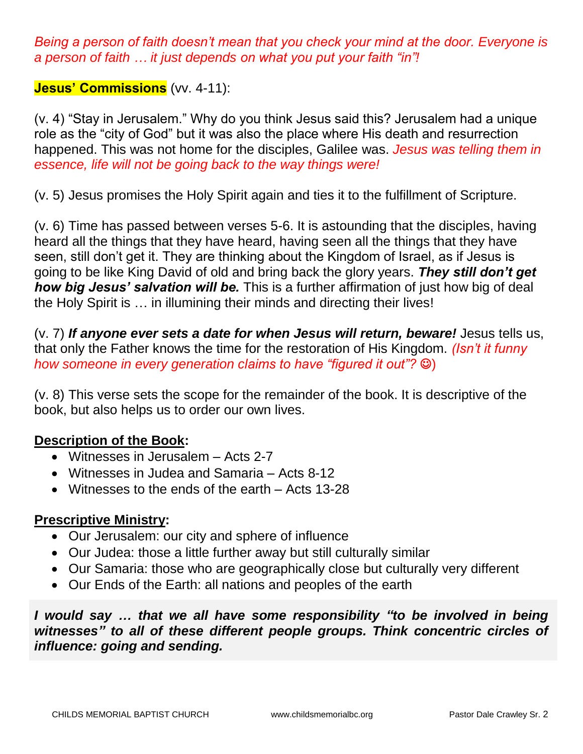*Being a person of faith doesn't mean that you check your mind at the door. Everyone is a person of faith … it just depends on what you put your faith "in"!*

**Jesus' Commissions** (vv. 4-11):

(v. 4) "Stay in Jerusalem." Why do you think Jesus said this? Jerusalem had a unique role as the "city of God" but it was also the place where His death and resurrection happened. This was not home for the disciples, Galilee was. *Jesus was telling them in essence, life will not be going back to the way things were!*

(v. 5) Jesus promises the Holy Spirit again and ties it to the fulfillment of Scripture.

(v. 6) Time has passed between verses 5-6. It is astounding that the disciples, having heard all the things that they have heard, having seen all the things that they have seen, still don't get it. They are thinking about the Kingdom of Israel, as if Jesus is going to be like King David of old and bring back the glory years. ***They still don't get how big Jesus' salvation will be.*** This is a further affirmation of just how big of deal the Holy Spirit is … in illumining their minds and directing their lives!

(v. 7) ***If anyone ever sets a date for when Jesus will return, beware!*** Jesus tells us, that only the Father knows the time for the restoration of His Kingdom. *(Isn't it funny how someone in every generation claims to have "figured it out"? ☺)*

(v. 8) This verse sets the scope for the remainder of the book. It is descriptive of the book, but also helps us to order our own lives.

**Description of the Book:**

- Witnesses in Jerusalem – Acts 2-7
- Witnesses in Judea and Samaria – Acts 8-12
- Witnesses to the ends of the earth – Acts 13-28

**Prescriptive Ministry:**

- Our Jerusalem: our city and sphere of influence
- Our Judea: those a little further away but still culturally similar
- Our Samaria: those who are geographically close but culturally very different
- Our Ends of the Earth: all nations and peoples of the earth

***I would say … that we all have some responsibility "to be involved in being witnesses" to all of these different people groups. Think concentric circles of influence: going and sending.***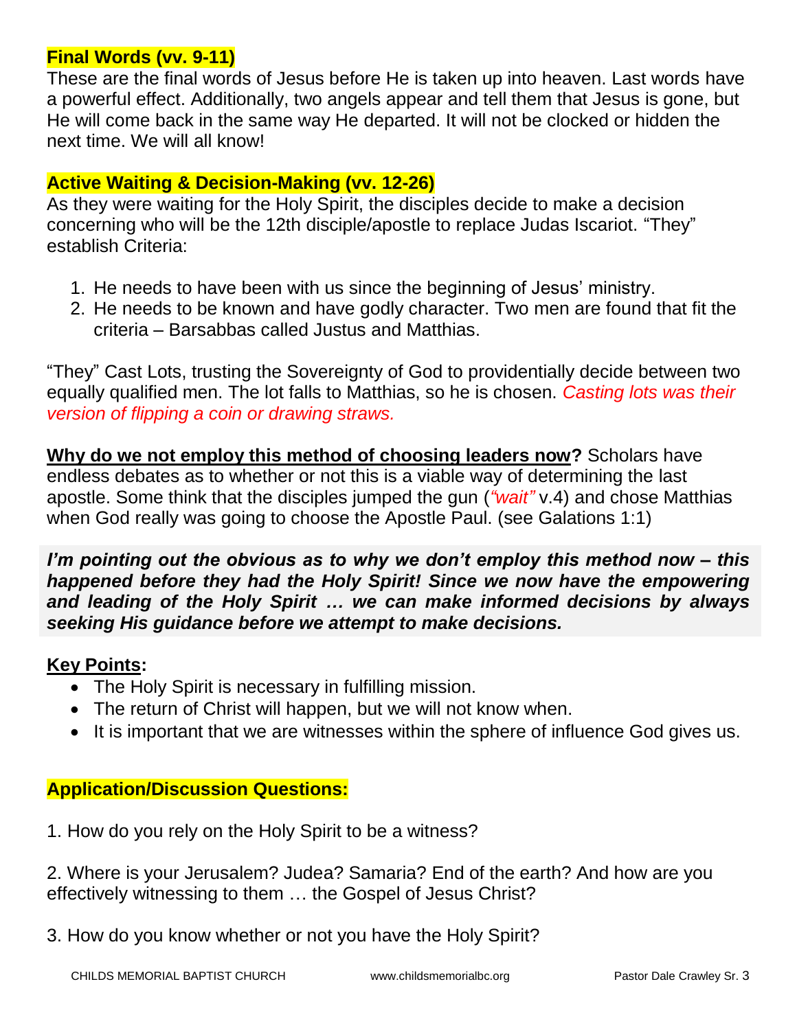**Final Words (vv. 9-11)**

These are the final words of Jesus before He is taken up into heaven. Last words have a powerful effect. Additionally, two angels appear and tell them that Jesus is gone, but He will come back in the same way He departed. It will not be clocked or hidden the next time. We will all know!

**Active Waiting & Decision-Making (vv. 12-26)**

As they were waiting for the Holy Spirit, the disciples decide to make a decision concerning who will be the 12th disciple/apostle to replace Judas Iscariot. "They" establish Criteria:

1. He needs to have been with us since the beginning of Jesus' ministry.
2. He needs to be known and have godly character. Two men are found that fit the criteria – Barsabbas called Justus and Matthias.

"They" Cast Lots, trusting the Sovereignty of God to providentially decide between two equally qualified men. The lot falls to Matthias, so he is chosen. *Casting lots was their version of flipping a coin or drawing straws.*

**Why do we not employ this method of choosing leaders now?** Scholars have endless debates as to whether or not this is a viable way of determining the last apostle. Some think that the disciples jumped the gun (*"wait"* v.4) and chose Matthias when God really was going to choose the Apostle Paul. (see Galations 1:1)

***I'm pointing out the obvious as to why we don't employ this method now – this happened before they had the Holy Spirit! Since we now have the empowering and leading of the Holy Spirit … we can make informed decisions by always seeking His guidance before we attempt to make decisions.***

**Key Points:**

- The Holy Spirit is necessary in fulfilling mission.
- The return of Christ will happen, but we will not know when.
- It is important that we are witnesses within the sphere of influence God gives us.

**Application/Discussion Questions:**

1. How do you rely on the Holy Spirit to be a witness?

2. Where is your Jerusalem? Judea? Samaria? End of the earth? And how are you effectively witnessing to them … the Gospel of Jesus Christ?

3. How do you know whether or not you have the Holy Spirit?